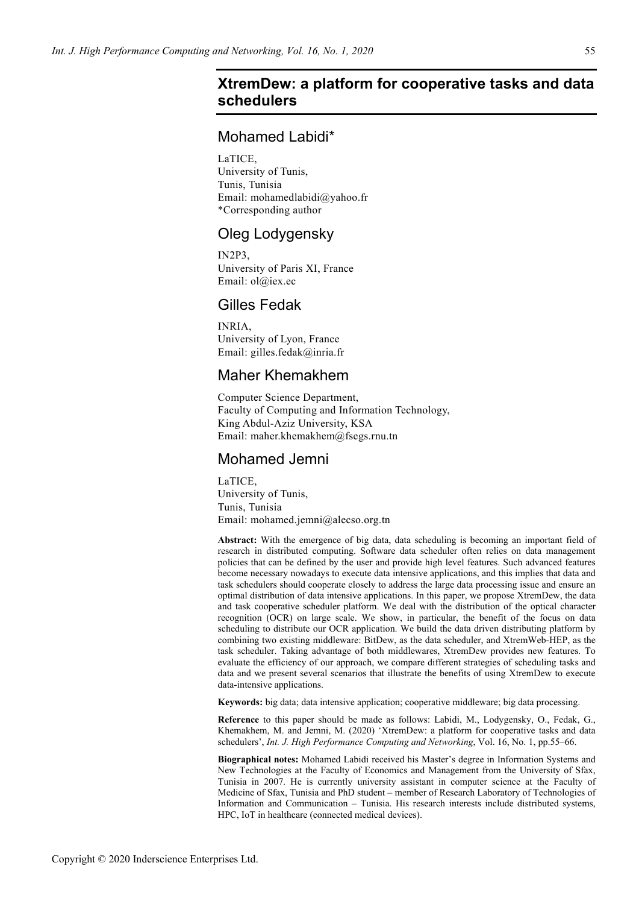# XtremDew: a platform for cooperative tasks and data schedulers

## Mohamed Labidi*

LaTICE,
University of Tunis,
Tunis, Tunisia
Email: mohamedlabidi@yahoo.fr
*Corresponding author

## Oleg Lodygensky

IN2P3,
University of Paris XI, France
Email: ol@iex.ec

## Gilles Fedak

INRIA,
University of Lyon, France
Email: gilles.fedak@inria.fr

## Maher Khemakhem

Computer Science Department,
Faculty of Computing and Information Technology,
King Abdul-Aziz University, KSA
Email: maher.khemakhem@fsegs.rnu.tn

## Mohamed Jemni

LaTICE,
University of Tunis,
Tunis, Tunisia
Email: mohamed.jemni@alecso.org.tn

**Abstract:** With the emergence of big data, data scheduling is becoming an important field of research in distributed computing. Software data scheduler often relies on data management policies that can be defined by the user and provide high level features. Such advanced features become necessary nowadays to execute data intensive applications, and this implies that data and task schedulers should cooperate closely to address the large data processing issue and ensure an optimal distribution of data intensive applications. In this paper, we propose XtremDew, the data and task cooperative scheduler platform. We deal with the distribution of the optical character recognition (OCR) on large scale. We show, in particular, the benefit of the focus on data scheduling to distribute our OCR application. We build the data driven distributing platform by combining two existing middleware: BitDew, as the data scheduler, and XtremWeb-HEP, as the task scheduler. Taking advantage of both middlewares, XtremDew provides new features. To evaluate the efficiency of our approach, we compare different strategies of scheduling tasks and data and we present several scenarios that illustrate the benefits of using XtremDew to execute data-intensive applications.

**Keywords:** big data; data intensive application; cooperative middleware; big data processing.

**Reference** to this paper should be made as follows: Labidi, M., Lodygensky, O., Fedak, G., Khemakhem, M. and Jemni, M. (2020) 'XtremDew: a platform for cooperative tasks and data schedulers', *Int. J. High Performance Computing and Networking*, Vol. 16, No. 1, pp.55–66.

**Biographical notes:** Mohamed Labidi received his Master's degree in Information Systems and New Technologies at the Faculty of Economics and Management from the University of Sfax, Tunisia in 2007. He is currently university assistant in computer science at the Faculty of Medicine of Sfax, Tunisia and PhD student – member of Research Laboratory of Technologies of Information and Communication – Tunisia. His research interests include distributed systems, HPC, IoT in healthcare (connected medical devices).

Copyright © 2020 Inderscience Enterprises Ltd.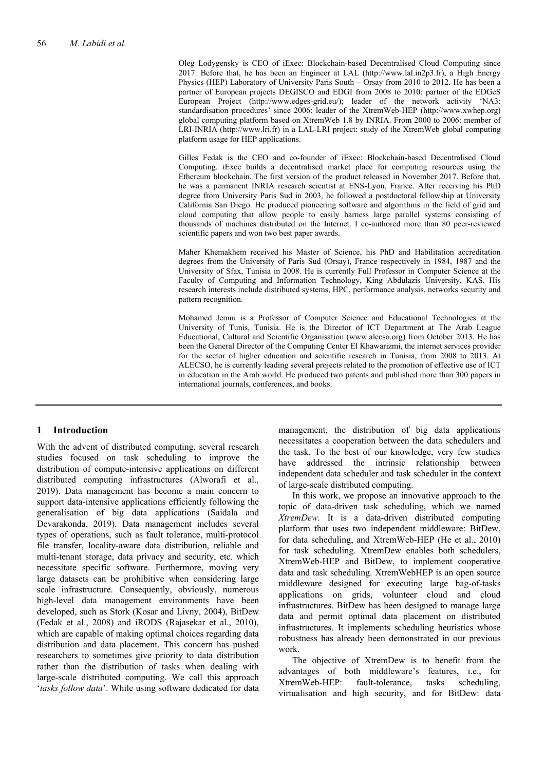Oleg Lodygensky is CEO of iExec: Blockchain-based Decentralised Cloud Computing since 2017. Before that, he has been an Engineer at LAL (http://www.lal.in2p3.fr), a High Energy Physics (HEP) Laboratory of University Paris South – Orsay from 2010 to 2012. He has been a partner of European projects DEGISCO and EDGI from 2008 to 2010: partner of the EDGeS European Project (http://www.edges-grid.eu/); leader of the network activity 'NA3: standardisation procedures' since 2006: leader of the XtremWeb-HEP (http://www.xwhep.org) global computing platform based on XtremWeb 1.8 by INRIA. From 2000 to 2006: member of LRI-INRIA (http://www.lri.fr) in a LAL-LRI project: study of the XtremWeb global computing platform usage for HEP applications.

Gilles Fedak is the CEO and co-founder of iExec: Blockchain-based Decentralised Cloud Computing. iExec builds a decentralised market place for computing resources using the Ethereum blockchain. The first version of the product released in November 2017. Before that, he was a permanent INRIA research scientist at ENS-Lyon, France. After receiving his PhD degree from University Paris Sud in 2003, he followed a postdoctoral fellowship at University California San Diego. He produced pioneering software and algorithms in the field of grid and cloud computing that allow people to easily harness large parallel systems consisting of thousands of machines distributed on the Internet. I co-authored more than 80 peer-reviewed scientific papers and won two best paper awards.

Maher Khemakhem received his Master of Science, his PhD and Habilitation accreditation degrees from the University of Paris Sud (Orsay), France respectively in 1984, 1987 and the University of Sfax, Tunisia in 2008. He is currently Full Professor in Computer Science at the Faculty of Computing and Information Technology, King Abdulazis University, KAS. His research interests include distributed systems, HPC, performance analysis, networks security and pattern recognition.

Mohamed Jemni is a Professor of Computer Science and Educational Technologies at the University of Tunis, Tunisia. He is the Director of ICT Department at The Arab League Educational, Cultural and Scientific Organisation (www.alecso.org) from October 2013. He has been the General Director of the Computing Center El Khawarizmi, the internet services provider for the sector of higher education and scientific research in Tunisia, from 2008 to 2013. At ALECSO, he is currently leading several projects related to the promotion of effective use of ICT in education in the Arab world. He produced two patents and published more than 300 papers in international journals, conferences, and books.

## 1 Introduction

With the advent of distributed computing, several research studies focused on task scheduling to improve the distribution of compute-intensive applications on different distributed computing infrastructures (Alworafi et al., 2019). Data management has become a main concern to support data-intensive applications efficiently following the generalisation of big data applications (Saidala and Devarakonda, 2019). Data management includes several types of operations, such as fault tolerance, multi-protocol file transfer, locality-aware data distribution, reliable and multi-tenant storage, data privacy and security, etc. which necessitate specific software. Furthermore, moving very large datasets can be prohibitive when considering large scale infrastructure. Consequently, obviously, numerous high-level data management environments have been developed, such as Stork (Kosar and Livny, 2004), BitDew (Fedak et al., 2008) and iRODS (Rajasekar et al., 2010), which are capable of making optimal choices regarding data distribution and data placement. This concern has pushed researchers to sometimes give priority to data distribution rather than the distribution of tasks when dealing with large-scale distributed computing. We call this approach '*tasks follow data*'. While using software dedicated for data management, the distribution of big data applications necessitates a cooperation between the data schedulers and the task. To the best of our knowledge, very few studies have addressed the intrinsic relationship between independent data scheduler and task scheduler in the context of large-scale distributed computing.

In this work, we propose an innovative approach to the topic of data-driven task scheduling, which we named *XtremDew*. It is a data-driven distributed computing platform that uses two independent middleware: BitDew, for data scheduling, and XtremWeb-HEP (He et al., 2010) for task scheduling. XtremDew enables both schedulers, XtremWeb-HEP and BitDew, to implement cooperative data and task scheduling. XtremWebHEP is an open source middleware designed for executing large bag-of-tasks applications on grids, volunteer cloud and cloud infrastructures. BitDew has been designed to manage large data and permit optimal data placement on distributed infrastructures. It implements scheduling heuristics whose robustness has already been demonstrated in our previous work.

The objective of XtremDew is to benefit from the advantages of both middleware's features, i.e., for XtremWeb-HEP: fault-tolerance, tasks scheduling, virtualisation and high security, and for BitDew: data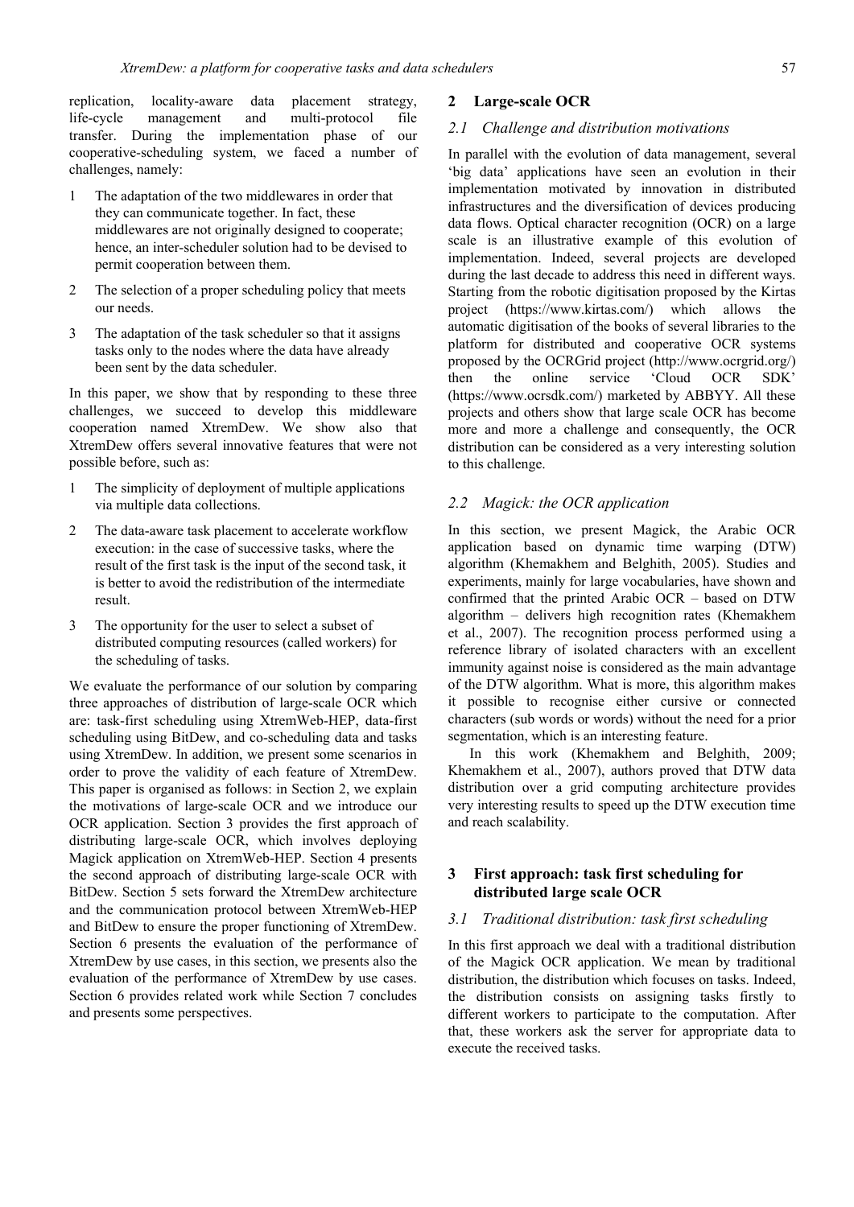replication, locality-aware data placement strategy, life-cycle management and multi-protocol file transfer. During the implementation phase of our cooperative-scheduling system, we faced a number of challenges, namely:

1. The adaptation of the two middlewares in order that they can communicate together. In fact, these middlewares are not originally designed to cooperate; hence, an inter-scheduler solution had to be devised to permit cooperation between them.
2. The selection of a proper scheduling policy that meets our needs.
3. The adaptation of the task scheduler so that it assigns tasks only to the nodes where the data have already been sent by the data scheduler.

In this paper, we show that by responding to these three challenges, we succeed to develop this middleware cooperation named XtremDew. We show also that XtremDew offers several innovative features that were not possible before, such as:

1. The simplicity of deployment of multiple applications via multiple data collections.
2. The data-aware task placement to accelerate workflow execution: in the case of successive tasks, where the result of the first task is the input of the second task, it is better to avoid the redistribution of the intermediate result.
3. The opportunity for the user to select a subset of distributed computing resources (called workers) for the scheduling of tasks.

We evaluate the performance of our solution by comparing three approaches of distribution of large-scale OCR which are: task-first scheduling using XtremWeb-HEP, data-first scheduling using BitDew, and co-scheduling data and tasks using XtremDew. In addition, we present some scenarios in order to prove the validity of each feature of XtremDew. This paper is organised as follows: in Section 2, we explain the motivations of large-scale OCR and we introduce our OCR application. Section 3 provides the first approach of distributing large-scale OCR, which involves deploying Magick application on XtremWeb-HEP. Section 4 presents the second approach of distributing large-scale OCR with BitDew. Section 5 sets forward the XtremDew architecture and the communication protocol between XtremWeb-HEP and BitDew to ensure the proper functioning of XtremDew. Section 6 presents the evaluation of the performance of XtremDew by use cases, in this section, we presents also the evaluation of the performance of XtremDew by use cases. Section 6 provides related work while Section 7 concludes and presents some perspectives.

## 2 Large-scale OCR

### 2.1 Challenge and distribution motivations

In parallel with the evolution of data management, several 'big data' applications have seen an evolution in their implementation motivated by innovation in distributed infrastructures and the diversification of devices producing data flows. Optical character recognition (OCR) on a large scale is an illustrative example of this evolution of implementation. Indeed, several projects are developed during the last decade to address this need in different ways. Starting from the robotic digitisation proposed by the Kirtas project (https://www.kirtas.com/) which allows the automatic digitisation of the books of several libraries to the platform for distributed and cooperative OCR systems proposed by the OCRGrid project (http://www.ocrgrid.org/) then the online service 'Cloud OCR SDK' (https://www.ocrsdk.com/) marketed by ABBYY. All these projects and others show that large scale OCR has become more and more a challenge and consequently, the OCR distribution can be considered as a very interesting solution to this challenge.

### 2.2 Magick: the OCR application

In this section, we present Magick, the Arabic OCR application based on dynamic time warping (DTW) algorithm (Khemakhem and Belghith, 2005). Studies and experiments, mainly for large vocabularies, have shown and confirmed that the printed Arabic OCR – based on DTW algorithm – delivers high recognition rates (Khemakhem et al., 2007). The recognition process performed using a reference library of isolated characters with an excellent immunity against noise is considered as the main advantage of the DTW algorithm. What is more, this algorithm makes it possible to recognise either cursive or connected characters (sub words or words) without the need for a prior segmentation, which is an interesting feature.

In this work (Khemakhem and Belghith, 2009; Khemakhem et al., 2007), authors proved that DTW data distribution over a grid computing architecture provides very interesting results to speed up the DTW execution time and reach scalability.

## 3 First approach: task first scheduling for distributed large scale OCR

### 3.1 Traditional distribution: task first scheduling

In this first approach we deal with a traditional distribution of the Magick OCR application. We mean by traditional distribution, the distribution which focuses on tasks. Indeed, the distribution consists on assigning tasks firstly to different workers to participate to the computation. After that, these workers ask the server for appropriate data to execute the received tasks.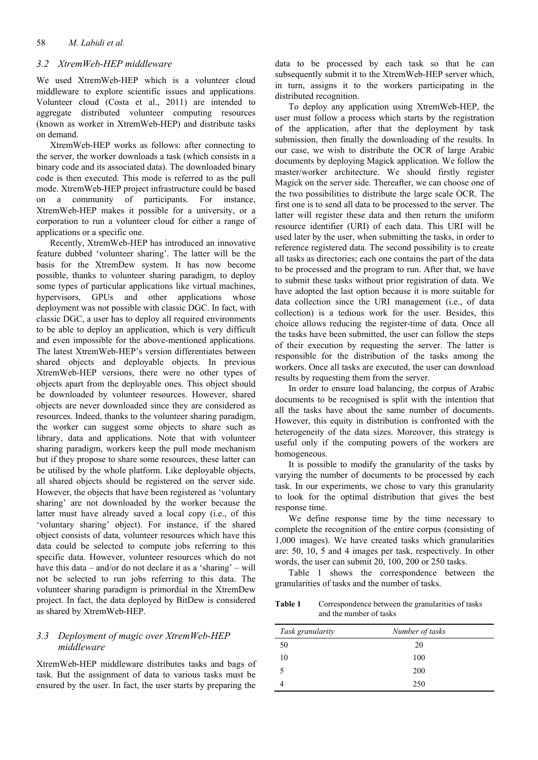### 3.2 *XtremWeb-HEP middleware*

We used XtremWeb-HEP which is a volunteer cloud middleware to explore scientific issues and applications. Volunteer cloud (Costa et al., 2011) are intended to aggregate distributed volunteer computing resources (known as worker in XtremWeb-HEP) and distribute tasks on demand.

XtremWeb-HEP works as follows: after connecting to the server, the worker downloads a task (which consists in a binary code and its associated data). The downloaded binary code is then executed. This mode is referred to as the pull mode. XtremWeb-HEP project infrastructure could be based on a community of participants. For instance, XtremWeb-HEP makes it possible for a university, or a corporation to run a volunteer cloud for either a range of applications or a specific one.

Recently, XtremWeb-HEP has introduced an innovative feature dubbed 'volunteer sharing'. The latter will be the basis for the XtremDew system. It has now become possible, thanks to volunteer sharing paradigm, to deploy some types of particular applications like virtual machines, hypervisors, GPUs and other applications whose deployment was not possible with classic DGC. In fact, with classic DGC, a user has to deploy all required environments to be able to deploy an application, which is very difficult and even impossible for the above-mentioned applications. The latest XtremWeb-HEP's version differentiates between shared objects and deployable objects. In previous XtremWeb-HEP versions, there were no other types of objects apart from the deployable ones. This object should be downloaded by volunteer resources. However, shared objects are never downloaded since they are considered as resources. Indeed, thanks to the volunteer sharing paradigm, the worker can suggest some objects to share such as library, data and applications. Note that with volunteer sharing paradigm, workers keep the pull mode mechanism but if they propose to share some resources, these latter can be utilised by the whole platform. Like deployable objects, all shared objects should be registered on the server side. However, the objects that have been registered as 'voluntary sharing' are not downloaded by the worker because the latter must have already saved a local copy (i.e., of this 'voluntary sharing' object). For instance, if the shared object consists of data, volunteer resources which have this data could be selected to compute jobs referring to this specific data. However, volunteer resources which do not have this data – and/or do not declare it as a 'sharing' – will not be selected to run jobs referring to this data. The volunteer sharing paradigm is primordial in the XtremDew project. In fact, the data deployed by BitDew is considered as shared by XtremWeb-HEP.

### 3.3 *Deployment of magic over XtremWeb-HEP middleware*

XtremWeb-HEP middleware distributes tasks and bags of task. But the assignment of data to various tasks must be ensured by the user. In fact, the user starts by preparing the data to be processed by each task so that he can subsequently submit it to the XtremWeb-HEP server which, in turn, assigns it to the workers participating in the distributed recognition.

To deploy any application using XtremWeb-HEP, the user must follow a process which starts by the registration of the application, after that the deployment by task submission, then finally the downloading of the results. In our case, we wish to distribute the OCR of large Arabic documents by deploying Magick application. We follow the master/worker architecture. We should firstly register Magick on the server side. Thereafter, we can choose one of the two possibilities to distribute the large scale OCR. The first one is to send all data to be processed to the server. The latter will register these data and then return the uniform resource identifier (URI) of each data. This URI will be used later by the user, when submitting the tasks, in order to reference registered data. The second possibility is to create all tasks as directories; each one contains the part of the data to be processed and the program to run. After that, we have to submit these tasks without prior registration of data. We have adopted the last option because it is more suitable for data collection since the URI management (i.e., of data collection) is a tedious work for the user. Besides, this choice allows reducing the register-time of data. Once all the tasks have been submitted, the user can follow the steps of their execution by requesting the server. The latter is responsible for the distribution of the tasks among the workers. Once all tasks are executed, the user can download results by requesting them from the server.

In order to ensure load balancing, the corpus of Arabic documents to be recognised is split with the intention that all the tasks have about the same number of documents. However, this equity in distribution is confronted with the heterogeneity of the data sizes. Moreover, this strategy is useful only if the computing powers of the workers are homogeneous.

It is possible to modify the granularity of the tasks by varying the number of documents to be processed by each task. In our experiments, we chose to vary this granularity to look for the optimal distribution that gives the best response time.

We define response time by the time necessary to complete the recognition of the entire corpus (consisting of 1,000 images). We have created tasks which granularities are: 50, 10, 5 and 4 images per task, respectively. In other words, the user can submit 20, 100, 200 or 250 tasks.

Table 1 shows the correspondence between the granularities of tasks and the number of tasks.

**Table 1** Correspondence between the granularities of tasks and the number of tasks

| *Task granularity* | *Number of tasks* |
|---|---|
| 50 | 20 |
| 10 | 100 |
| 5 | 200 |
| 4 | 250 |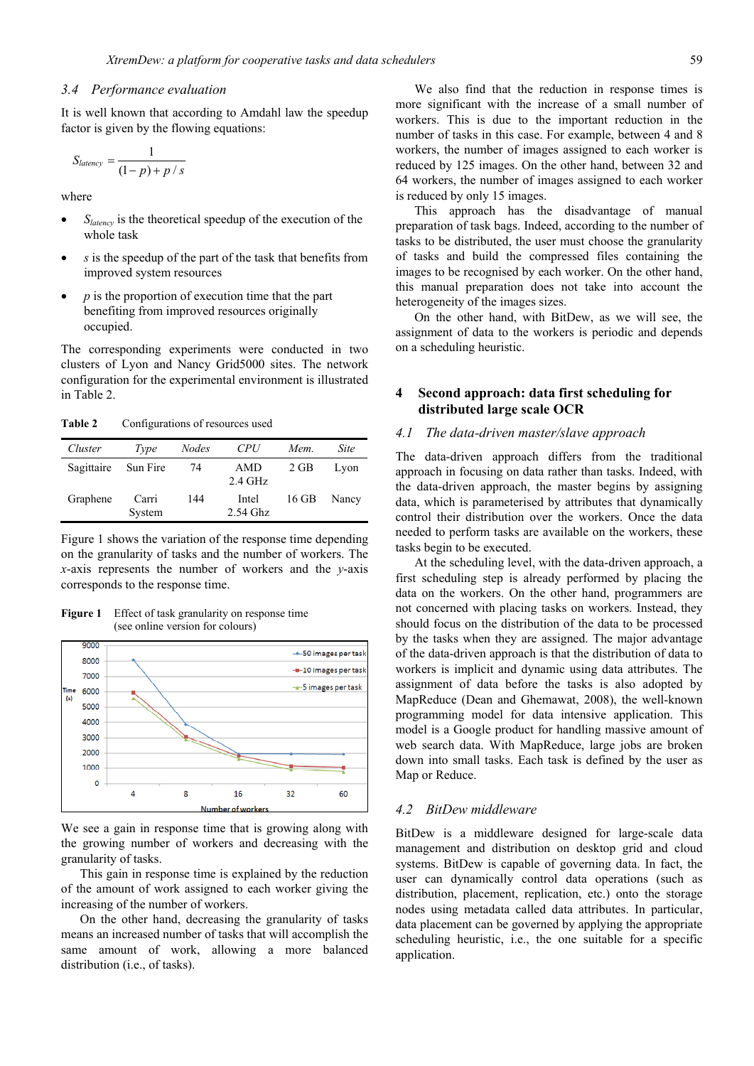### 3.4 Performance evaluation

It is well known that according to Amdahl law the speedup factor is given by the flowing equations:

$$S_{latency} = \frac{1}{(1-p) + p/s}$$

where

- $S_{latency}$ is the theoretical speedup of the execution of the whole task
- $s$ is the speedup of the part of the task that benefits from improved system resources
- $p$ is the proportion of execution time that the part benefiting from improved resources originally occupied.

The corresponding experiments were conducted in two clusters of Lyon and Nancy Grid5000 sites. The network configuration for the experimental environment is illustrated in Table 2.

**Table 2** Configurations of resources used

| *Cluster* | *Type* | *Nodes* | *CPU* | *Mem.* | *Site* |
|---|---|---|---|---|---|
| Sagittaire | Sun Fire | 74 | AMD 2.4 GHz | 2 GB | Lyon |
| Graphene | Carri System | 144 | Intel 2.54 Ghz | 16 GB | Nancy |

Figure 1 shows the variation of the response time depending on the granularity of tasks and the number of workers. The *x*-axis represents the number of workers and the *y*-axis corresponds to the response time.

**Figure 1** Effect of task granularity on response time (see online version for colours)

9000
8000
7000
6000
5000
4000
3000
2000
1000
0
Time (s)
4
8
16
32
60
Number of workers
50 images per task
10 images per task
5 images per task

We see a gain in response time that is growing along with the growing number of workers and decreasing with the granularity of tasks.

This gain in response time is explained by the reduction of the amount of work assigned to each worker giving the increasing of the number of workers.

On the other hand, decreasing the granularity of tasks means an increased number of tasks that will accomplish the same amount of work, allowing a more balanced distribution (i.e., of tasks).

We also find that the reduction in response times is more significant with the increase of a small number of workers. This is due to the important reduction in the number of tasks in this case. For example, between 4 and 8 workers, the number of images assigned to each worker is reduced by 125 images. On the other hand, between 32 and 64 workers, the number of images assigned to each worker is reduced by only 15 images.

This approach has the disadvantage of manual preparation of task bags. Indeed, according to the number of tasks to be distributed, the user must choose the granularity of tasks and build the compressed files containing the images to be recognised by each worker. On the other hand, this manual preparation does not take into account the heterogeneity of the images sizes.

On the other hand, with BitDew, as we will see, the assignment of data to the workers is periodic and depends on a scheduling heuristic.

## 4 Second approach: data first scheduling for distributed large scale OCR

### 4.1 The data-driven master/slave approach

The data-driven approach differs from the traditional approach in focusing on data rather than tasks. Indeed, with the data-driven approach, the master begins by assigning data, which is parameterised by attributes that dynamically control their distribution over the workers. Once the data needed to perform tasks are available on the workers, these tasks begin to be executed.

At the scheduling level, with the data-driven approach, a first scheduling step is already performed by placing the data on the workers. On the other hand, programmers are not concerned with placing tasks on workers. Instead, they should focus on the distribution of the data to be processed by the tasks when they are assigned. The major advantage of the data-driven approach is that the distribution of data to workers is implicit and dynamic using data attributes. The assignment of data before the tasks is also adopted by MapReduce (Dean and Ghemawat, 2008), the well-known programming model for data intensive application. This model is a Google product for handling massive amount of web search data. With MapReduce, large jobs are broken down into small tasks. Each task is defined by the user as Map or Reduce.

### 4.2 BitDew middleware

BitDew is a middleware designed for large-scale data management and distribution on desktop grid and cloud systems. BitDew is capable of governing data. In fact, the user can dynamically control data operations (such as distribution, placement, replication, etc.) onto the storage nodes using metadata called data attributes. In particular, data placement can be governed by applying the appropriate scheduling heuristic, i.e., the one suitable for a specific application.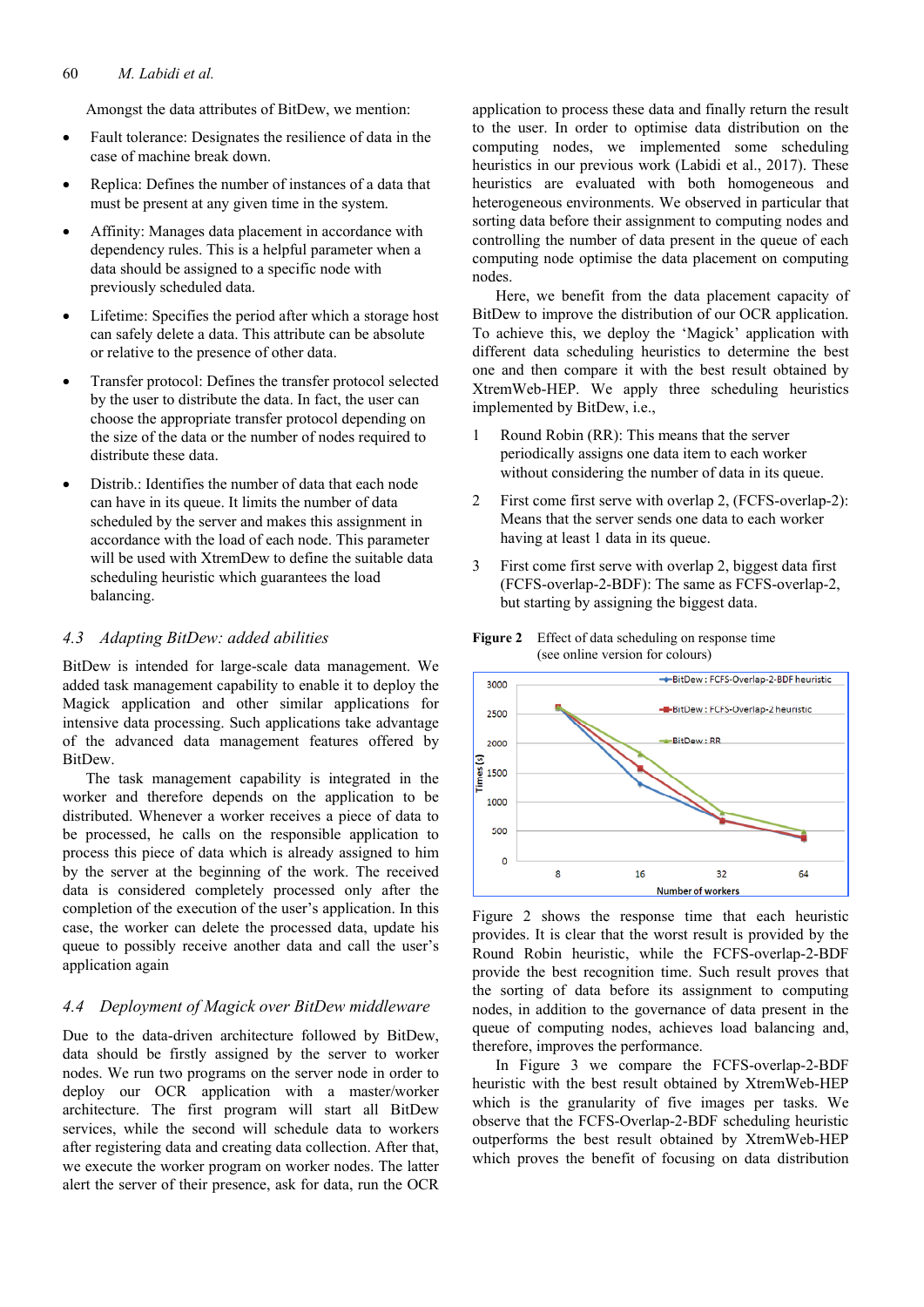Amongst the data attributes of BitDew, we mention:

- Fault tolerance: Designates the resilience of data in the case of machine break down.
- Replica: Defines the number of instances of a data that must be present at any given time in the system.
- Affinity: Manages data placement in accordance with dependency rules. This is a helpful parameter when a data should be assigned to a specific node with previously scheduled data.
- Lifetime: Specifies the period after which a storage host can safely delete a data. This attribute can be absolute or relative to the presence of other data.
- Transfer protocol: Defines the transfer protocol selected by the user to distribute the data. In fact, the user can choose the appropriate transfer protocol depending on the size of the data or the number of nodes required to distribute these data.
- Distrib.: Identifies the number of data that each node can have in its queue. It limits the number of data scheduled by the server and makes this assignment in accordance with the load of each node. This parameter will be used with XtremDew to define the suitable data scheduling heuristic which guarantees the load balancing.

### *4.3 Adapting BitDew: added abilities*

BitDew is intended for large-scale data management. We added task management capability to enable it to deploy the Magick application and other similar applications for intensive data processing. Such applications take advantage of the advanced data management features offered by BitDew.

The task management capability is integrated in the worker and therefore depends on the application to be distributed. Whenever a worker receives a piece of data to be processed, he calls on the responsible application to process this piece of data which is already assigned to him by the server at the beginning of the work. The received data is considered completely processed only after the completion of the execution of the user's application. In this case, the worker can delete the processed data, update his queue to possibly receive another data and call the user's application again

### *4.4 Deployment of Magick over BitDew middleware*

Due to the data-driven architecture followed by BitDew, data should be firstly assigned by the server to worker nodes. We run two programs on the server node in order to deploy our OCR application with a master/worker architecture. The first program will start all BitDew services, while the second will schedule data to workers after registering data and creating data collection. After that, we execute the worker program on worker nodes. The latter alert the server of their presence, ask for data, run the OCR application to process these data and finally return the result to the user. In order to optimise data distribution on the computing nodes, we implemented some scheduling heuristics in our previous work (Labidi et al., 2017). These heuristics are evaluated with both homogeneous and heterogeneous environments. We observed in particular that sorting data before their assignment to computing nodes and controlling the number of data present in the queue of each computing node optimise the data placement on computing nodes.

Here, we benefit from the data placement capacity of BitDew to improve the distribution of our OCR application. To achieve this, we deploy the 'Magick' application with different data scheduling heuristics to determine the best one and then compare it with the best result obtained by XtremWeb-HEP. We apply three scheduling heuristics implemented by BitDew, i.e.,

1. Round Robin (RR): This means that the server periodically assigns one data item to each worker without considering the number of data in its queue.
2. First come first serve with overlap 2, (FCFS-overlap-2): Means that the server sends one data to each worker having at least 1 data in its queue.
3. First come first serve with overlap 2, biggest data first (FCFS-overlap-2-BDF): The same as FCFS-overlap-2, but starting by assigning the biggest data.

**Figure 2** Effect of data scheduling on response time (see online version for colours)

Figure 2 shows the response time that each heuristic provides. It is clear that the worst result is provided by the Round Robin heuristic, while the FCFS-overlap-2-BDF provide the best recognition time. Such result proves that the sorting of data before its assignment to computing nodes, in addition to the governance of data present in the queue of computing nodes, achieves load balancing and, therefore, improves the performance.

In Figure 3 we compare the FCFS-overlap-2-BDF heuristic with the best result obtained by XtremWeb-HEP which is the granularity of five images per tasks. We observe that the FCFS-Overlap-2-BDF scheduling heuristic outperforms the best result obtained by XtremWeb-HEP which proves the benefit of focusing on data distribution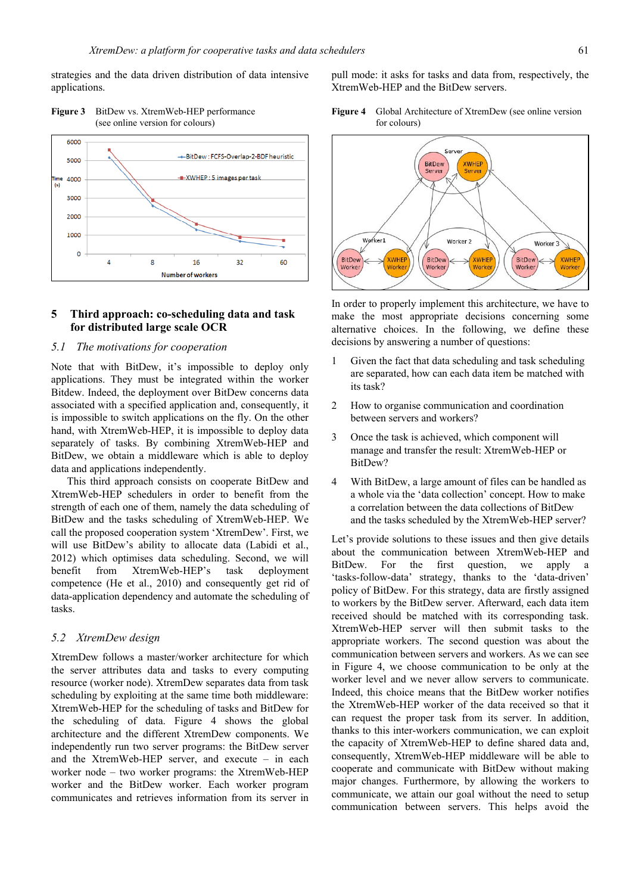strategies and the data driven distribution of data intensive applications.

**Figure 3** BitDew vs. XtremWeb-HEP performance (see online version for colours)

**Figure 4** Global Architecture of XtremDew (see online version for colours)

## 5 Third approach: co-scheduling data and task for distributed large scale OCR

### 5.1 The motivations for cooperation

Note that with BitDew, it's impossible to deploy only applications. They must be integrated within the worker Bitdew. Indeed, the deployment over BitDew concerns data associated with a specified application and, consequently, it is impossible to switch applications on the fly. On the other hand, with XtremWeb-HEP, it is impossible to deploy data separately of tasks. By combining XtremWeb-HEP and BitDew, we obtain a middleware which is able to deploy data and applications independently.

This third approach consists on cooperate BitDew and XtremWeb-HEP schedulers in order to benefit from the strength of each one of them, namely the data scheduling of BitDew and the tasks scheduling of XtremWeb-HEP. We call the proposed cooperation system 'XtremDew'. First, we will use BitDew's ability to allocate data (Labidi et al., 2012) which optimises data scheduling. Second, we will benefit from XtremWeb-HEP's task deployment competence (He et al., 2010) and consequently get rid of data-application dependency and automate the scheduling of tasks.

### 5.2 XtremDew design

XtremDew follows a master/worker architecture for which the server attributes data and tasks to every computing resource (worker node). XtremDew separates data from task scheduling by exploiting at the same time both middleware: XtremWeb-HEP for the scheduling of tasks and BitDew for the scheduling of data. Figure 4 shows the global architecture and the different XtremDew components. We independently run two server programs: the BitDew server and the XtremWeb-HEP server, and execute – in each worker node – two worker programs: the XtremWeb-HEP worker and the BitDew worker. Each worker program communicates and retrieves information from its server in pull mode: it asks for tasks and data from, respectively, the XtremWeb-HEP and the BitDew servers.

In order to properly implement this architecture, we have to make the most appropriate decisions concerning some alternative choices. In the following, we define these decisions by answering a number of questions:

1. Given the fact that data scheduling and task scheduling are separated, how can each data item be matched with its task?
2. How to organise communication and coordination between servers and workers?
3. Once the task is achieved, which component will manage and transfer the result: XtremWeb-HEP or BitDew?
4. With BitDew, a large amount of files can be handled as a whole via the 'data collection' concept. How to make a correlation between the data collections of BitDew and the tasks scheduled by the XtremWeb-HEP server?

Let's provide solutions to these issues and then give details about the communication between XtremWeb-HEP and BitDew. For the first question, we apply a 'tasks-follow-data' strategy, thanks to the 'data-driven' policy of BitDew. For this strategy, data are firstly assigned to workers by the BitDew server. Afterward, each data item received should be matched with its corresponding task. XtremWeb-HEP server will then submit tasks to the appropriate workers. The second question was about the communication between servers and workers. As we can see in Figure 4, we choose communication to be only at the worker level and we never allow servers to communicate. Indeed, this choice means that the BitDew worker notifies the XtremWeb-HEP worker of the data received so that it can request the proper task from its server. In addition, thanks to this inter-workers communication, we can exploit the capacity of XtremWeb-HEP to define shared data and, consequently, XtremWeb-HEP middleware will be able to cooperate and communicate with BitDew without making major changes. Furthermore, by allowing the workers to communicate, we attain our goal without the need to setup communication between servers. This helps avoid the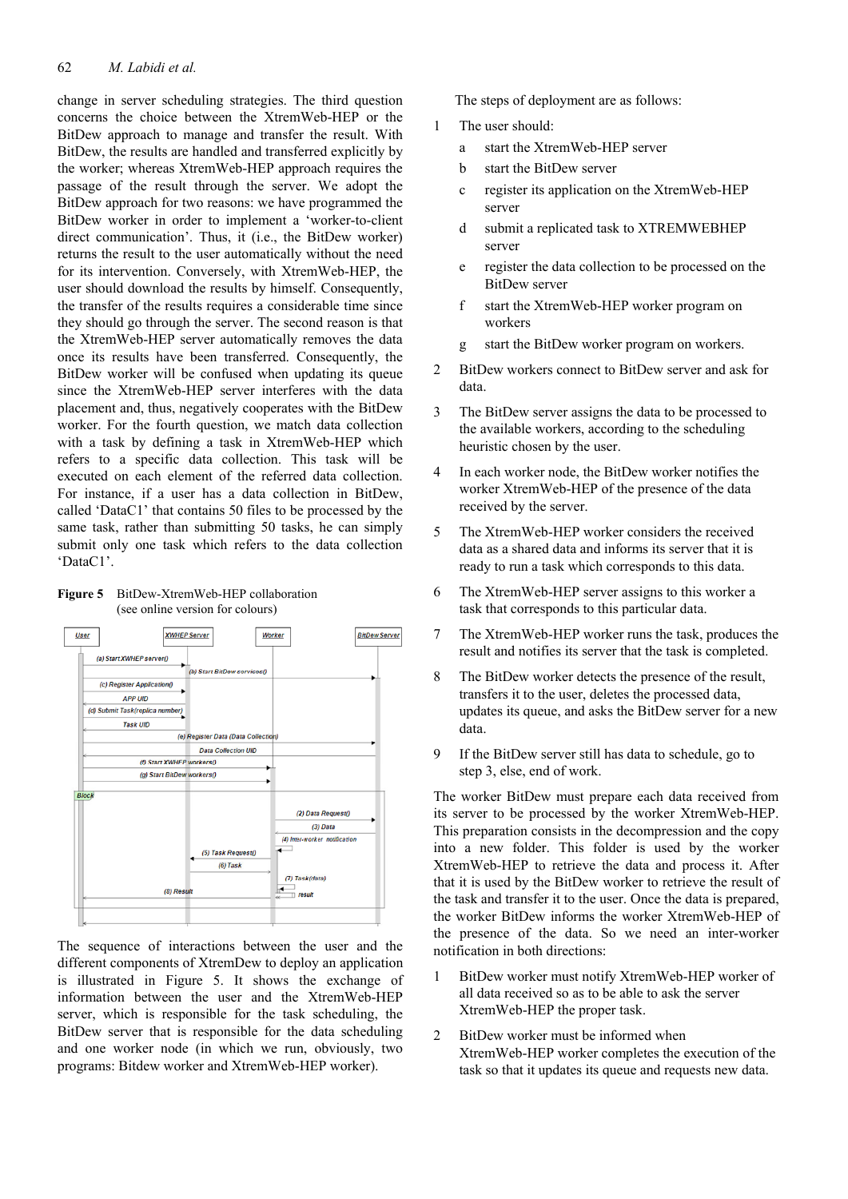change in server scheduling strategies. The third question concerns the choice between the XtremWeb-HEP or the BitDew approach to manage and transfer the result. With BitDew, the results are handled and transferred explicitly by the worker; whereas XtremWeb-HEP approach requires the passage of the result through the server. We adopt the BitDew approach for two reasons: we have programmed the BitDew worker in order to implement a 'worker-to-client direct communication'. Thus, it (i.e., the BitDew worker) returns the result to the user automatically without the need for its intervention. Conversely, with XtremWeb-HEP, the user should download the results by himself. Consequently, the transfer of the results requires a considerable time since they should go through the server. The second reason is that the XtremWeb-HEP server automatically removes the data once its results have been transferred. Consequently, the BitDew worker will be confused when updating its queue since the XtremWeb-HEP server interferes with the data placement and, thus, negatively cooperates with the BitDew worker. For the fourth question, we match data collection with a task by defining a task in XtremWeb-HEP which refers to a specific data collection. This task will be executed on each element of the referred data collection. For instance, if a user has a data collection in BitDew, called 'DataC1' that contains 50 files to be processed by the same task, rather than submitting 50 tasks, he can simply submit only one task which refers to the data collection 'DataC1'.

**Figure 5** BitDew-XtremWeb-HEP collaboration (see online version for colours)

The sequence of interactions between the user and the different components of XtremDew to deploy an application is illustrated in Figure 5. It shows the exchange of information between the user and the XtremWeb-HEP server, which is responsible for the task scheduling, the BitDew server that is responsible for the data scheduling and one worker node (in which we run, obviously, two programs: Bitdew worker and XtremWeb-HEP worker).

The steps of deployment are as follows:

1. The user should:
   a. start the XtremWeb-HEP server
   b. start the BitDew server
   c. register its application on the XtremWeb-HEP server
   d. submit a replicated task to XTREMWEBHEP server
   e. register the data collection to be processed on the BitDew server
   f. start the XtremWeb-HEP worker program on workers
   g. start the BitDew worker program on workers.
2. BitDew workers connect to BitDew server and ask for data.
3. The BitDew server assigns the data to be processed to the available workers, according to the scheduling heuristic chosen by the user.
4. In each worker node, the BitDew worker notifies the worker XtremWeb-HEP of the presence of the data received by the server.
5. The XtremWeb-HEP worker considers the received data as a shared data and informs its server that it is ready to run a task which corresponds to this data.
6. The XtremWeb-HEP server assigns to this worker a task that corresponds to this particular data.
7. The XtremWeb-HEP worker runs the task, produces the result and notifies its server that the task is completed.
8. The BitDew worker detects the presence of the result, transfers it to the user, deletes the processed data, updates its queue, and asks the BitDew server for a new data.
9. If the BitDew server still has data to schedule, go to step 3, else, end of work.

The worker BitDew must prepare each data received from its server to be processed by the worker XtremWeb-HEP. This preparation consists in the decompression and the copy into a new folder. This folder is used by the worker XtremWeb-HEP to retrieve the data and process it. After that it is used by the BitDew worker to retrieve the result of the task and transfer it to the user. Once the data is prepared, the worker BitDew informs the worker XtremWeb-HEP of the presence of the data. So we need an inter-worker notification in both directions:

1. BitDew worker must notify XtremWeb-HEP worker of all data received so as to be able to ask the server XtremWeb-HEP the proper task.
2. BitDew worker must be informed when XtremWeb-HEP worker completes the execution of the task so that it updates its queue and requests new data.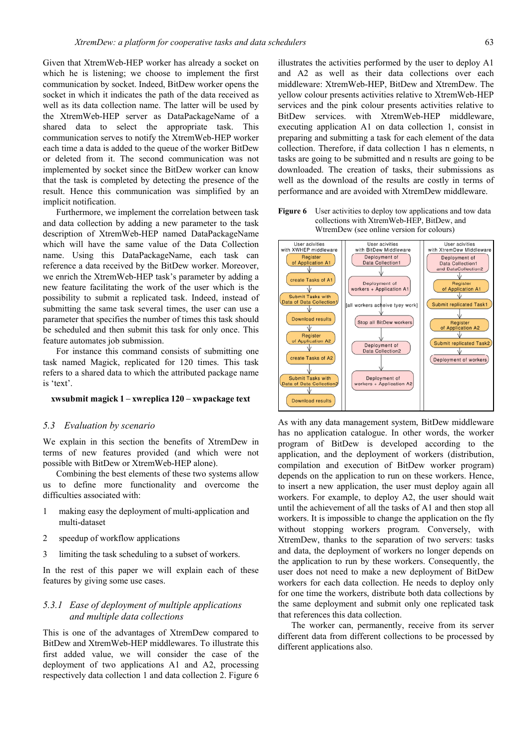Given that XtremWeb-HEP worker has already a socket on which he is listening; we choose to implement the first communication by socket. Indeed, BitDew worker opens the socket in which it indicates the path of the data received as well as its data collection name. The latter will be used by the XtremWeb-HEP server as DataPackageName of a shared data to select the appropriate task. This communication serves to notify the XtremWeb-HEP worker each time a data is added to the queue of the worker BitDew or deleted from it. The second communication was not implemented by socket since the BitDew worker can know that the task is completed by detecting the presence of the result. Hence this communication was simplified by an implicit notification.

Furthermore, we implement the correlation between task and data collection by adding a new parameter to the task description of XtremWeb-HEP named DataPackageName which will have the same value of the Data Collection name. Using this DataPackageName, each task can reference a data received by the BitDew worker. Moreover, we enrich the XtremWeb-HEP task's parameter by adding a new feature facilitating the work of the user which is the possibility to submit a replicated task. Indeed, instead of submitting the same task several times, the user can use a parameter that specifies the number of times this task should be scheduled and then submit this task for only once. This feature automates job submission.

For instance this command consists of submitting one task named Magick, replicated for 120 times. This task refers to a shared data to which the attributed package name is 'text'.

**xwsubmit magick 1 – xwreplica 120 – xwpackage text**

### 5.3 *Evaluation by scenario*

We explain in this section the benefits of XtremDew in terms of new features provided (and which were not possible with BitDew or XtremWeb-HEP alone).

Combining the best elements of these two systems allow us to define more functionality and overcome the difficulties associated with:

1. making easy the deployment of multi-application and multi-dataset
2. speedup of workflow applications
3. limiting the task scheduling to a subset of workers.

In the rest of this paper we will explain each of these features by giving some use cases.

#### 5.3.1 *Ease of deployment of multiple applications and multiple data collections*

This is one of the advantages of XtremDew compared to BitDew and XtremWeb-HEP middlewares. To illustrate this first added value, we will consider the case of the deployment of two applications A1 and A2, processing respectively data collection 1 and data collection 2. Figure 6 illustrates the activities performed by the user to deploy A1 and A2 as well as their data collections over each middleware: XtremWeb-HEP, BitDew and XtremDew. The yellow colour presents activities relative to XtremWeb-HEP services and the pink colour presents activities relative to BitDew services. with XtremWeb-HEP middleware, executing application A1 on data collection 1, consist in preparing and submitting a task for each element of the data collection. Therefore, if data collection 1 has n elements, n tasks are going to be submitted and n results are going to be downloaded. The creation of tasks, their submissions as well as the download of the results are costly in terms of performance and are avoided with XtremDew middleware.

**Figure 6** User activities to deploy tow applications and tow data collections with XtremWeb-HEP, BitDew, and WtremDew (see online version for colours)

As with any data management system, BitDew middleware has no application catalogue. In other words, the worker program of BitDew is developed according to the application, and the deployment of workers (distribution, compilation and execution of BitDew worker program) depends on the application to run on these workers. Hence, to insert a new application, the user must deploy again all workers. For example, to deploy A2, the user should wait until the achievement of all the tasks of A1 and then stop all workers. It is impossible to change the application on the fly without stopping workers program. Conversely, with XtremDew, thanks to the separation of two servers: tasks and data, the deployment of workers no longer depends on the application to run by these workers. Consequently, the user does not need to make a new deployment of BitDew workers for each data collection. He needs to deploy only for one time the workers, distribute both data collections by the same deployment and submit only one replicated task that references this data collection.

The worker can, permanently, receive from its server different data from different collections to be processed by different applications also.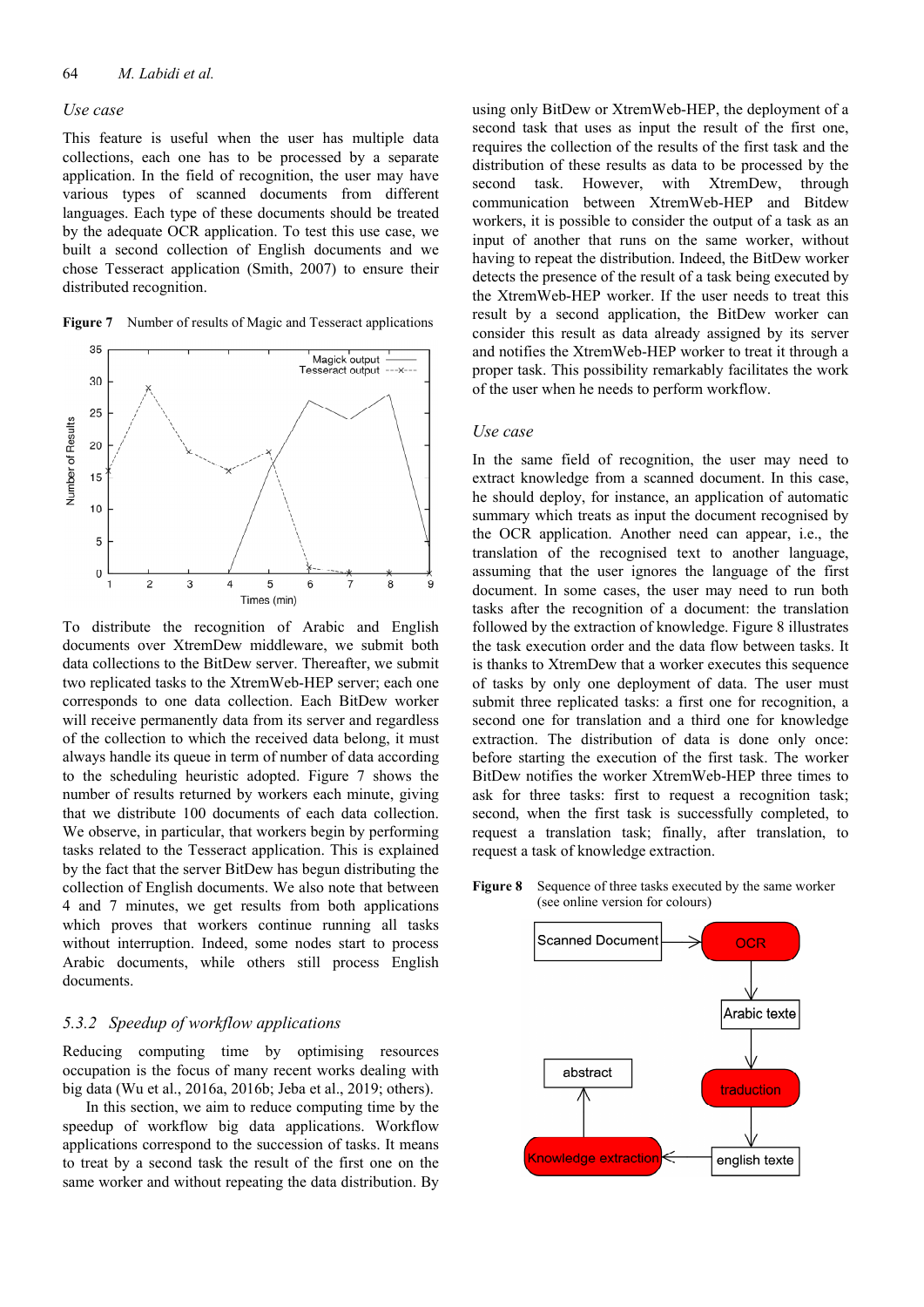*Use case*

This feature is useful when the user has multiple data collections, each one has to be processed by a separate application. In the field of recognition, the user may have various types of scanned documents from different languages. Each type of these documents should be treated by the adequate OCR application. To test this use case, we built a second collection of English documents and we chose Tesseract application (Smith, 2007) to ensure their distributed recognition.

**Figure 7** Number of results of Magic and Tesseract applications

Magick output
Tesseract output
Number of Results
Times (min)
0 5 10 15 20 25 30 35
1 2 3 4 5 6 7 8 9

To distribute the recognition of Arabic and English documents over XtremDew middleware, we submit both data collections to the BitDew server. Thereafter, we submit two replicated tasks to the XtremWeb-HEP server; each one corresponds to one data collection. Each BitDew worker will receive permanently data from its server and regardless of the collection to which the received data belong, it must always handle its queue in term of number of data according to the scheduling heuristic adopted. Figure 7 shows the number of results returned by workers each minute, giving that we distribute 100 documents of each data collection. We observe, in particular, that workers begin by performing tasks related to the Tesseract application. This is explained by the fact that the server BitDew has begun distributing the collection of English documents. We also note that between 4 and 7 minutes, we get results from both applications which proves that workers continue running all tasks without interruption. Indeed, some nodes start to process Arabic documents, while others still process English documents.

### 5.3.2 *Speedup of workflow applications*

Reducing computing time by optimising resources occupation is the focus of many recent works dealing with big data (Wu et al., 2016a, 2016b; Jeba et al., 2019; others).

In this section, we aim to reduce computing time by the speedup of workflow big data applications. Workflow applications correspond to the succession of tasks. It means to treat by a second task the result of the first one on the same worker and without repeating the data distribution. By using only BitDew or XtremWeb-HEP, the deployment of a second task that uses as input the result of the first one, requires the collection of the results of the first task and the distribution of these results as data to be processed by the second task. However, with XtremDew, through communication between XtremWeb-HEP and Bitdew workers, it is possible to consider the output of a task as an input of another that runs on the same worker, without having to repeat the distribution. Indeed, the BitDew worker detects the presence of the result of a task being executed by the XtremWeb-HEP worker. If the user needs to treat this result by a second application, the BitDew worker can consider this result as data already assigned by its server and notifies the XtremWeb-HEP worker to treat it through a proper task. This possibility remarkably facilitates the work of the user when he needs to perform workflow.

*Use case*

In the same field of recognition, the user may need to extract knowledge from a scanned document. In this case, he should deploy, for instance, an application of automatic summary which treats as input the document recognised by the OCR application. Another need can appear, i.e., the translation of the recognised text to another language, assuming that the user ignores the language of the first document. In some cases, the user may need to run both tasks after the recognition of a document: the translation followed by the extraction of knowledge. Figure 8 illustrates the task execution order and the data flow between tasks. It is thanks to XtremDew that a worker executes this sequence of tasks by only one deployment of data. The user must submit three replicated tasks: a first one for recognition, a second one for translation and a third one for knowledge extraction. The distribution of data is done only once: before starting the execution of the first task. The worker BitDew notifies the worker XtremWeb-HEP three times to ask for three tasks: first to request a recognition task; second, when the first task is successfully completed, to request a translation task; finally, after translation, to request a task of knowledge extraction.

**Figure 8** Sequence of three tasks executed by the same worker (see online version for colours)

Scanned Document
OCR
Arabic texte
traduction
english texte
Knowledge extraction
abstract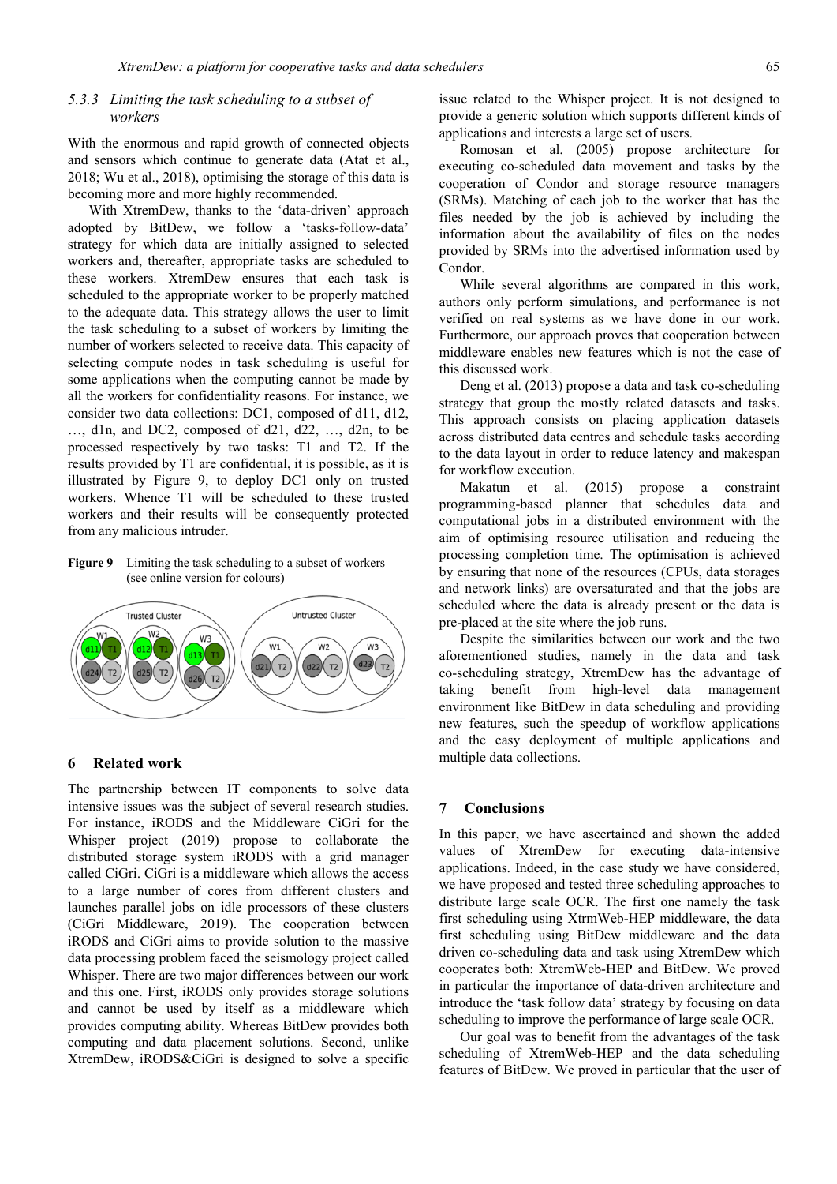### 5.3.3 Limiting the task scheduling to a subset of workers

With the enormous and rapid growth of connected objects and sensors which continue to generate data (Atat et al., 2018; Wu et al., 2018), optimising the storage of this data is becoming more and more highly recommended.

With XtremDew, thanks to the 'data-driven' approach adopted by BitDew, we follow a 'tasks-follow-data' strategy for which data are initially assigned to selected workers and, thereafter, appropriate tasks are scheduled to these workers. XtremDew ensures that each task is scheduled to the appropriate worker to be properly matched to the adequate data. This strategy allows the user to limit the task scheduling to a subset of workers by limiting the number of workers selected to receive data. This capacity of selecting compute nodes in task scheduling is useful for some applications when the computing cannot be made by all the workers for confidentiality reasons. For instance, we consider two data collections: DC1, composed of d11, d12, …, d1n, and DC2, composed of d21, d22, …, d2n, to be processed respectively by two tasks: T1 and T2. If the results provided by T1 are confidential, it is possible, as it is illustrated by Figure 9, to deploy DC1 only on trusted workers. Whence T1 will be scheduled to these trusted workers and their results will be consequently protected from any malicious intruder.

**Figure 9** Limiting the task scheduling to a subset of workers (see online version for colours)

## 6 Related work

The partnership between IT components to solve data intensive issues was the subject of several research studies. For instance, iRODS and the Middleware CiGri for the Whisper project (2019) propose to collaborate the distributed storage system iRODS with a grid manager called CiGri. CiGri is a middleware which allows the access to a large number of cores from different clusters and launches parallel jobs on idle processors of these clusters (CiGri Middleware, 2019). The cooperation between iRODS and CiGri aims to provide solution to the massive data processing problem faced the seismology project called Whisper. There are two major differences between our work and this one. First, iRODS only provides storage solutions and cannot be used by itself as a middleware which provides computing ability. Whereas BitDew provides both computing and data placement solutions. Second, unlike XtremDew, iRODS&CiGri is designed to solve a specific issue related to the Whisper project. It is not designed to provide a generic solution which supports different kinds of applications and interests a large set of users.

Romosan et al. (2005) propose architecture for executing co-scheduled data movement and tasks by the cooperation of Condor and storage resource managers (SRMs). Matching of each job to the worker that has the files needed by the job is achieved by including the information about the availability of files on the nodes provided by SRMs into the advertised information used by Condor.

While several algorithms are compared in this work, authors only perform simulations, and performance is not verified on real systems as we have done in our work. Furthermore, our approach proves that cooperation between middleware enables new features which is not the case of this discussed work.

Deng et al. (2013) propose a data and task co-scheduling strategy that group the mostly related datasets and tasks. This approach consists on placing application datasets across distributed data centres and schedule tasks according to the data layout in order to reduce latency and makespan for workflow execution.

Makatun et al. (2015) propose a constraint programming-based planner that schedules data and computational jobs in a distributed environment with the aim of optimising resource utilisation and reducing the processing completion time. The optimisation is achieved by ensuring that none of the resources (CPUs, data storages and network links) are oversaturated and that the jobs are scheduled where the data is already present or the data is pre-placed at the site where the job runs.

Despite the similarities between our work and the two aforementioned studies, namely in the data and task co-scheduling strategy, XtremDew has the advantage of taking benefit from high-level data management environment like BitDew in data scheduling and providing new features, such the speedup of workflow applications and the easy deployment of multiple applications and multiple data collections.

## 7 Conclusions

In this paper, we have ascertained and shown the added values of XtremDew for executing data-intensive applications. Indeed, in the case study we have considered, we have proposed and tested three scheduling approaches to distribute large scale OCR. The first one namely the task first scheduling using XtrmWeb-HEP middleware, the data first scheduling using BitDew middleware and the data driven co-scheduling data and task using XtremDew which cooperates both: XtremWeb-HEP and BitDew. We proved in particular the importance of data-driven architecture and introduce the 'task follow data' strategy by focusing on data scheduling to improve the performance of large scale OCR.

Our goal was to benefit from the advantages of the task scheduling of XtremWeb-HEP and the data scheduling features of BitDew. We proved in particular that the user of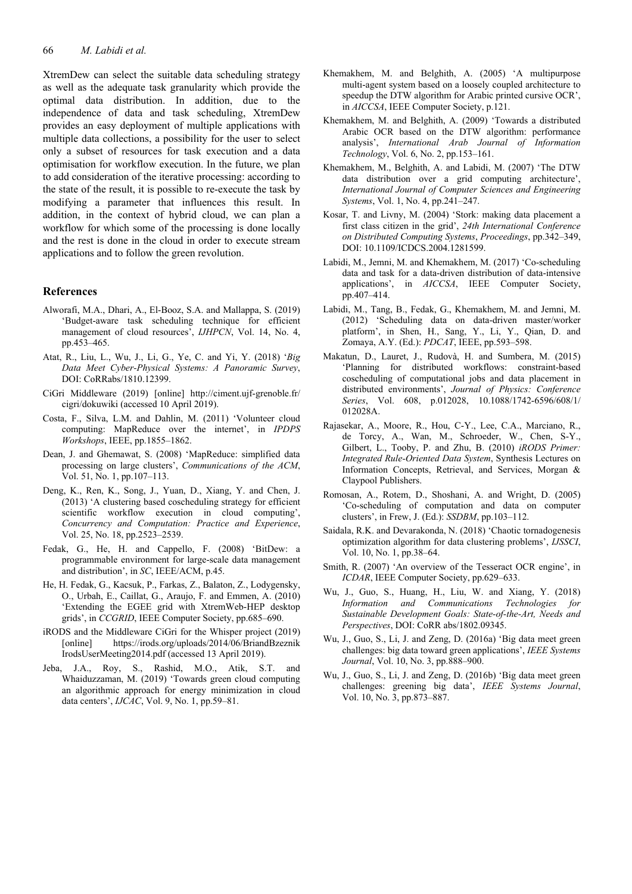XtremDew can select the suitable data scheduling strategy as well as the adequate task granularity which provide the optimal data distribution. In addition, due to the independence of data and task scheduling, XtremDew provides an easy deployment of multiple applications with multiple data collections, a possibility for the user to select only a subset of resources for task execution and a data optimisation for workflow execution. In the future, we plan to add consideration of the iterative processing: according to the state of the result, it is possible to re-execute the task by modifying a parameter that influences this result. In addition, in the context of hybrid cloud, we can plan a workflow for which some of the processing is done locally and the rest is done in the cloud in order to execute stream applications and to follow the green revolution.

## References

Alworafi, M.A., Dhari, A., El-Booz, S.A. and Mallappa, S. (2019) 'Budget-aware task scheduling technique for efficient management of cloud resources', *IJHPCN*, Vol. 14, No. 4, pp.453–465.

Atat, R., Liu, L., Wu, J., Li, G., Ye, C. and Yi, Y. (2018) '*Big Data Meet Cyber-Physical Systems: A Panoramic Survey*, DOI: CoRRabs/1810.12399.

CiGri Middleware (2019) [online] http://ciment.ujf-grenoble.fr/cigri/dokuwiki (accessed 10 April 2019).

Costa, F., Silva, L.M. and Dahlin, M. (2011) 'Volunteer cloud computing: MapReduce over the internet', in *IPDPS Workshops*, IEEE, pp.1855–1862.

Dean, J. and Ghemawat, S. (2008) 'MapReduce: simplified data processing on large clusters', *Communications of the ACM*, Vol. 51, No. 1, pp.107–113.

Deng, K., Ren, K., Song, J., Yuan, D., Xiang, Y. and Chen, J. (2013) 'A clustering based coscheduling strategy for efficient scientific workflow execution in cloud computing', *Concurrency and Computation: Practice and Experience*, Vol. 25, No. 18, pp.2523–2539.

Fedak, G., He, H. and Cappello, F. (2008) 'BitDew: a programmable environment for large-scale data management and distribution', in *SC*, IEEE/ACM, p.45.

He, H. Fedak, G., Kacsuk, P., Farkas, Z., Balaton, Z., Lodygensky, O., Urbah, E., Caillat, G., Araujo, F. and Emmen, A. (2010) 'Extending the EGEE grid with XtremWeb-HEP desktop grids', in *CCGRID*, IEEE Computer Society, pp.685–690.

iRODS and the Middleware CiGri for the Whisper project (2019) [online] https://irods.org/uploads/2014/06/BriandBzeznik IrodsUserMeeting2014.pdf (accessed 13 April 2019).

Jeba, J.A., Roy, S., Rashid, M.O., Atik, S.T. and Whaiduzzaman, M. (2019) 'Towards green cloud computing an algorithmic approach for energy minimization in cloud data centers', *IJCAC*, Vol. 9, No. 1, pp.59–81.

Khemakhem, M. and Belghith, A. (2005) 'A multipurpose multi-agent system based on a loosely coupled architecture to speedup the DTW algorithm for Arabic printed cursive OCR', in *AICCSA*, IEEE Computer Society, p.121.

Khemakhem, M. and Belghith, A. (2009) 'Towards a distributed Arabic OCR based on the DTW algorithm: performance analysis', *International Arab Journal of Information Technology*, Vol. 6, No. 2, pp.153–161.

Khemakhem, M., Belghith, A. and Labidi, M. (2007) 'The DTW data distribution over a grid computing architecture', *International Journal of Computer Sciences and Engineering Systems*, Vol. 1, No. 4, pp.241–247.

Kosar, T. and Livny, M. (2004) 'Stork: making data placement a first class citizen in the grid', *24th International Conference on Distributed Computing Systems*, *Proceedings*, pp.342–349, DOI: 10.1109/ICDCS.2004.1281599.

Labidi, M., Jemni, M. and Khemakhem, M. (2017) 'Co-scheduling data and task for a data-driven distribution of data-intensive applications', in *AICCSA*, IEEE Computer Society, pp.407–414.

Labidi, M., Tang, B., Fedak, G., Khemakhem, M. and Jemni, M. (2012) 'Scheduling data on data-driven master/worker platform', in Shen, H., Sang, Y., Li, Y., Qian, D. and Zomaya, A.Y. (Ed.): *PDCAT*, IEEE, pp.593–598.

Makatun, D., Lauret, J., Rudovà, H. and Sumbera, M. (2015) 'Planning for distributed workflows: constraint-based coscheduling of computational jobs and data placement in distributed environments', *Journal of Physics: Conference Series*, Vol. 608, p.012028, 10.1088/1742-6596/608/1/012028A.

Rajasekar, A., Moore, R., Hou, C-Y., Lee, C.A., Marciano, R., de Torcy, A., Wan, M., Schroeder, W., Chen, S-Y., Gilbert, L., Tooby, P. and Zhu, B. (2010) *iRODS Primer: Integrated Rule-Oriented Data System*, Synthesis Lectures on Information Concepts, Retrieval, and Services, Morgan & Claypool Publishers.

Romosan, A., Rotem, D., Shoshani, A. and Wright, D. (2005) 'Co-scheduling of computation and data on computer clusters', in Frew, J. (Ed.): *SSDBM*, pp.103–112.

Saidala, R.K. and Devarakonda, N. (2018) 'Chaotic tornadogenesis optimization algorithm for data clustering problems', *IJSSCI*, Vol. 10, No. 1, pp.38–64.

Smith, R. (2007) 'An overview of the Tesseract OCR engine', in *ICDAR*, IEEE Computer Society, pp.629–633.

Wu, J., Guo, S., Huang, H., Liu, W. and Xiang, Y. (2018) *Information and Communications Technologies for Sustainable Development Goals: State-of-the-Art, Needs and Perspectives*, DOI: CoRR abs/1802.09345.

Wu, J., Guo, S., Li, J. and Zeng, D. (2016a) 'Big data meet green challenges: big data toward green applications', *IEEE Systems Journal*, Vol. 10, No. 3, pp.888–900.

Wu, J., Guo, S., Li, J. and Zeng, D. (2016b) 'Big data meet green challenges: greening big data', *IEEE Systems Journal*, Vol. 10, No. 3, pp.873–887.